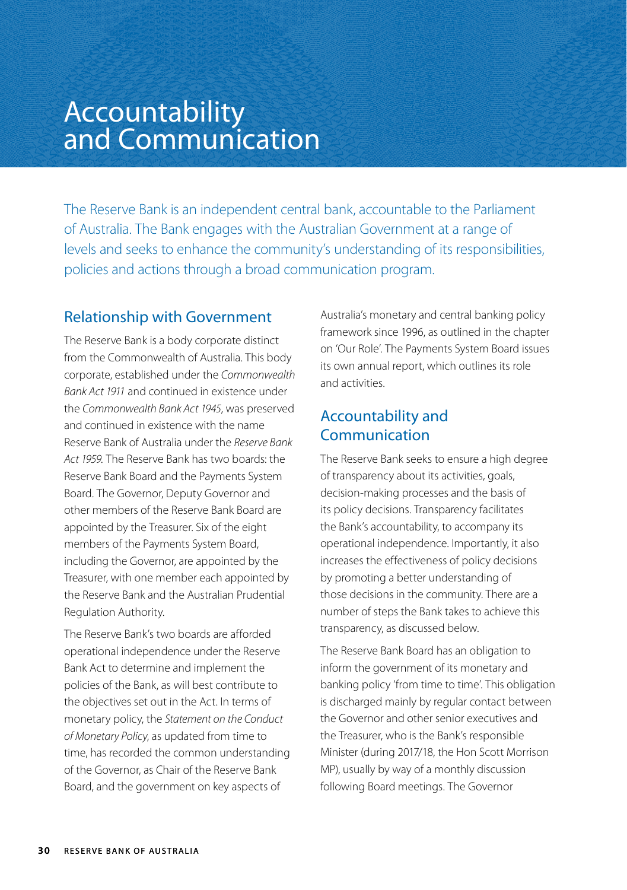# Accountability and Communication

The Reserve Bank is an independent central bank, accountable to the Parliament of Australia. The Bank engages with the Australian Government at a range of levels and seeks to enhance the community's understanding of its responsibilities, policies and actions through a broad communication program.

## Relationship with Government

The Reserve Bank is a body corporate distinct from the Commonwealth of Australia. This body corporate, established under the *Commonwealth Bank Act 1911* and continued in existence under the *Commonwealth Bank Act 1945*, was preserved and continued in existence with the name Reserve Bank of Australia under the *Reserve Bank Act 1959*. The Reserve Bank has two boards: the Reserve Bank Board and the Payments System Board. The Governor, Deputy Governor and other members of the Reserve Bank Board are appointed by the Treasurer. Six of the eight members of the Payments System Board, including the Governor, are appointed by the Treasurer, with one member each appointed by the Reserve Bank and the Australian Prudential Regulation Authority.

The Reserve Bank's two boards are afforded operational independence under the Reserve Bank Act to determine and implement the policies of the Bank, as will best contribute to the objectives set out in the Act. In terms of monetary policy, the *Statement on the Conduct of Monetary Policy*, as updated from time to time, has recorded the common understanding of the Governor, as Chair of the Reserve Bank Board, and the government on key aspects of Australia's monetary and central banking policy framework since 1996, as outlined in the chapter on 'Our Role'. The Payments System Board issues its own annual report, which outlines its role and activities.

## Accountability and Communication

The Reserve Bank seeks to ensure a high degree of transparency about its activities, goals, decision-making processes and the basis of its policy decisions. Transparency facilitates the Bank's accountability, to accompany its operational independence. Importantly, it also increases the effectiveness of policy decisions by promoting a better understanding of those decisions in the community. There are a number of steps the Bank takes to achieve this transparency, as discussed below.

The Reserve Bank Board has an obligation to inform the government of its monetary and banking policy 'from time to time'. This obligation is discharged mainly by regular contact between the Governor and other senior executives and the Treasurer, who is the Bank's responsible Minister (during 2017/18, the Hon Scott Morrison MP), usually by way of a monthly discussion following Board meetings. The Governor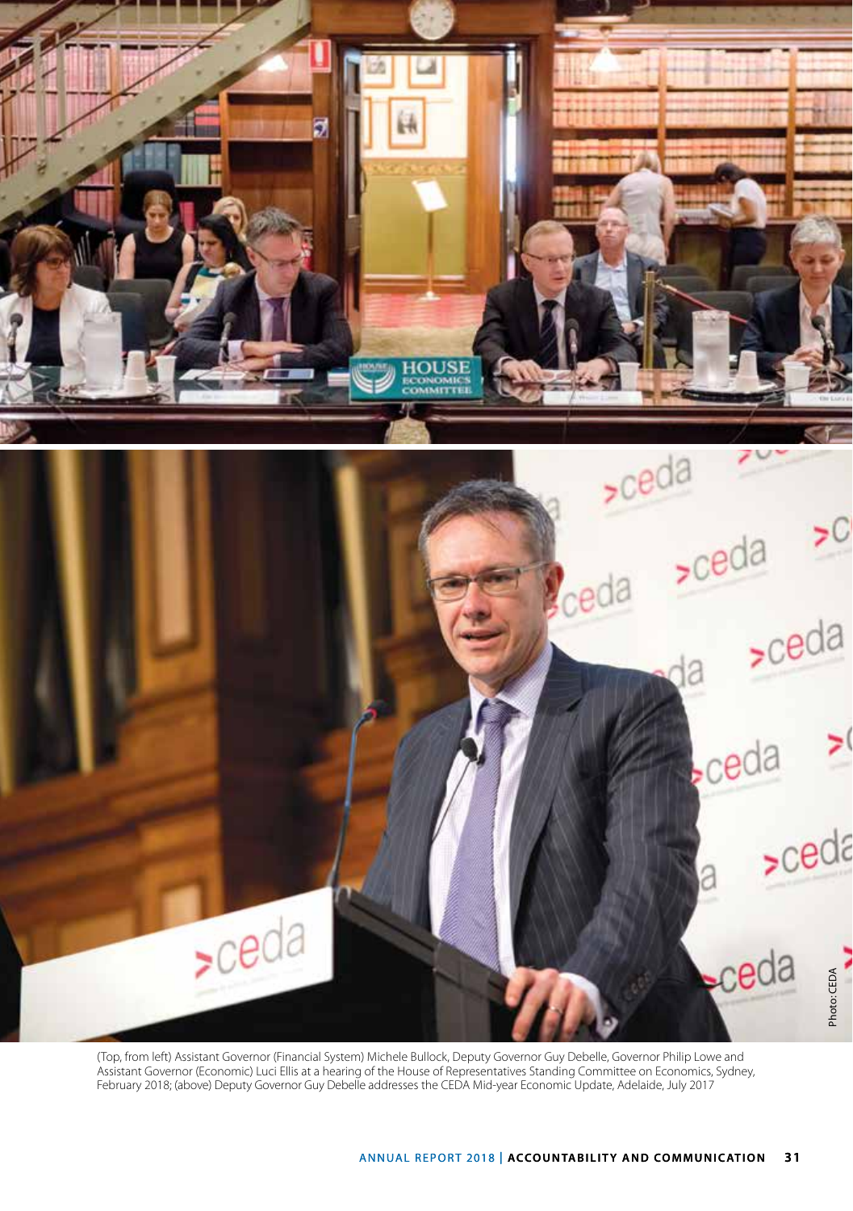(Top, from left) Assistant Governor (Financial System) Michele Bullock, Deputy Governor Guy Debelle, Governor Philip Lowe and Assistant Governor (Economic) Luci Ellis at a hearing of the House of Representatives Standing Committee on Economics, Sydney, February 2018; (above) Deputy Governor Guy Debelle addresses the CEDA Mid-year Economic Update, Adelaide, July 2017

Photo: CEDA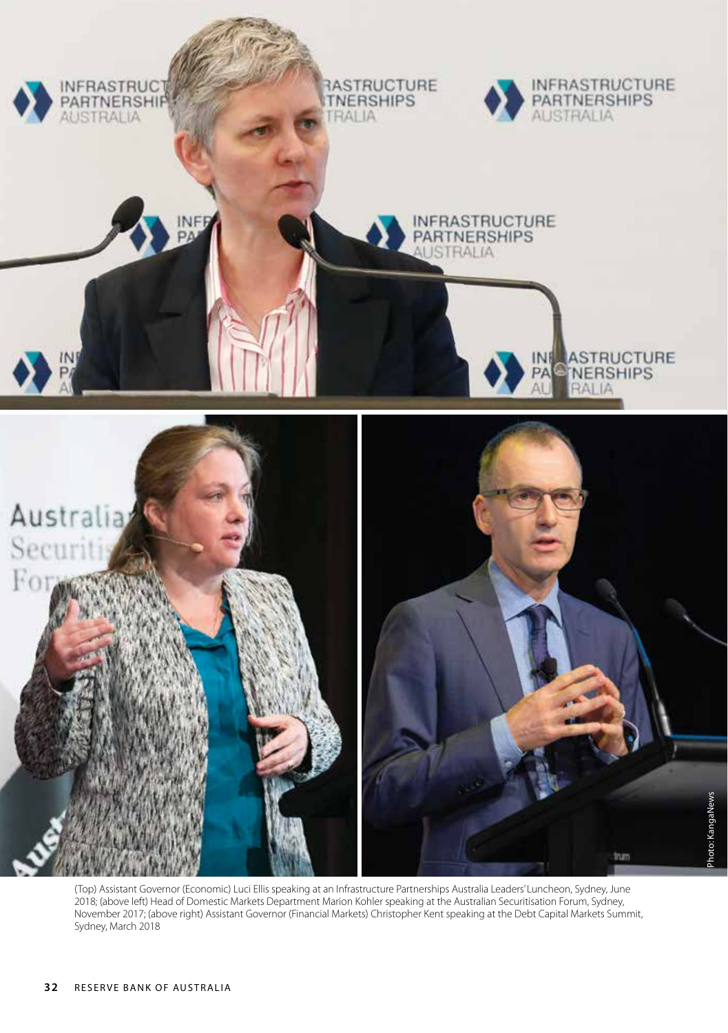(Top) Assistant Governor (Economic) Luci Ellis speaking at an Infrastructure Partnerships Australia Leaders' Luncheon, Sydney, June 2018; (above left) Head of Domestic Markets Department Marion Kohler speaking at the Australian Securitisation Forum, Sydney, November 2017; (above right) Assistant Governor (Financial Markets) Christopher Kent speaking at the Debt Capital Markets Summit, Sydney, March 2018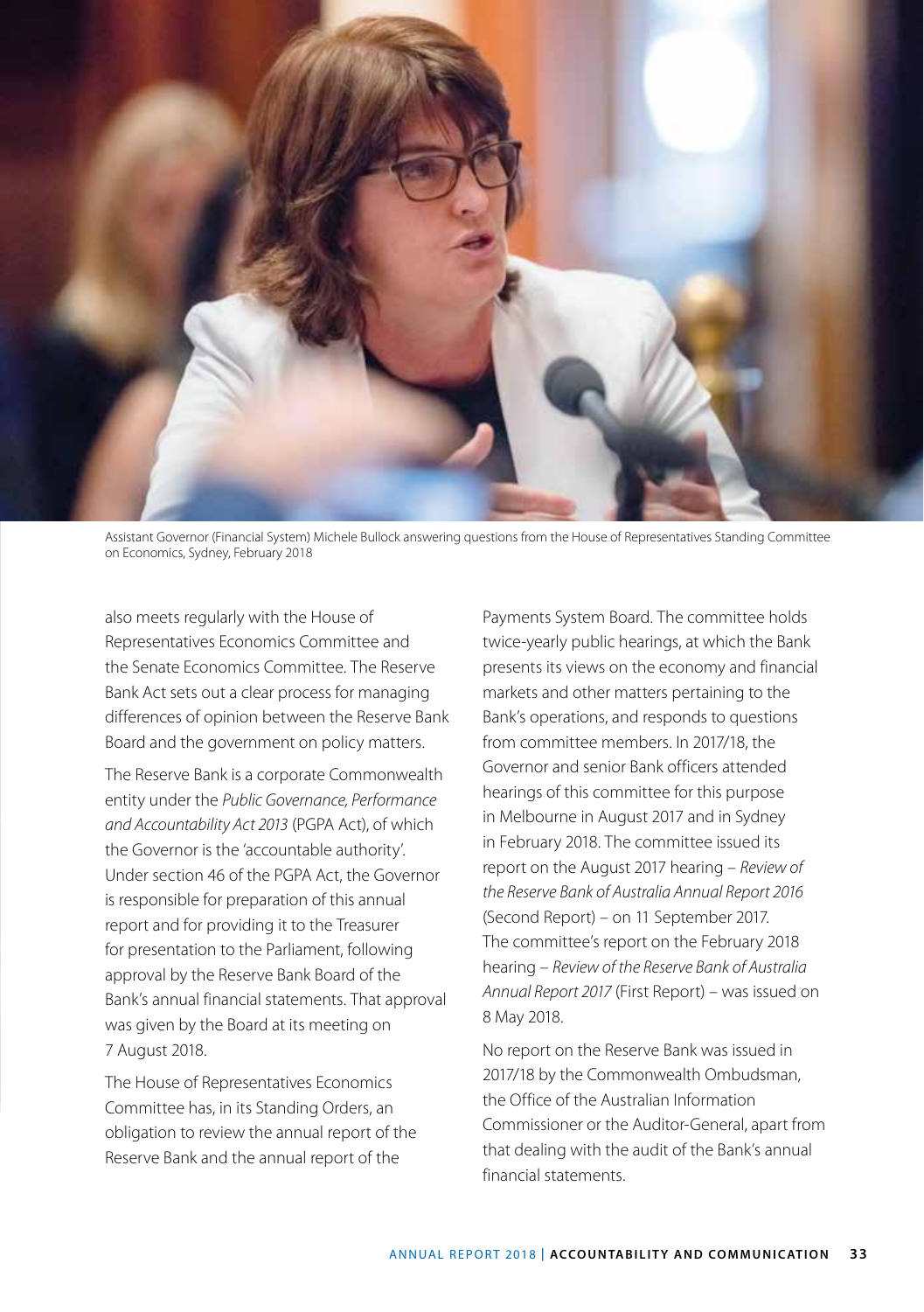Assistant Governor (Financial System) Michele Bullock answering questions from the House of Representatives Standing Committee on Economics, Sydney, February 2018

also meets regularly with the House of Representatives Economics Committee and the Senate Economics Committee. The Reserve Bank Act sets out a clear process for managing differences of opinion between the Reserve Bank Board and the government on policy matters.

The Reserve Bank is a corporate Commonwealth entity under the *Public Governance, Performance and Accountability Act 2013* (PGPA Act), of which the Governor is the 'accountable authority'. Under section 46 of the PGPA Act, the Governor is responsible for preparation of this annual report and for providing it to the Treasurer for presentation to the Parliament, following approval by the Reserve Bank Board of the Bank's annual financial statements. That approval was given by the Board at its meeting on 7 August 2018.

The House of Representatives Economics Committee has, in its Standing Orders, an obligation to review the annual report of the Reserve Bank and the annual report of the Payments System Board. The committee holds twice-yearly public hearings, at which the Bank presents its views on the economy and financial markets and other matters pertaining to the Bank's operations, and responds to questions from committee members. In 2017/18, the Governor and senior Bank officers attended hearings of this committee for this purpose in Melbourne in August 2017 and in Sydney in February 2018. The committee issued its report on the August 2017 hearing – *Review of the Reserve Bank of Australia Annual Report 2016* (Second Report) – on 11 September 2017. The committee's report on the February 2018 hearing – *Review of the Reserve Bank of Australia Annual Report 2017* (First Report) – was issued on 8 May 2018.

No report on the Reserve Bank was issued in 2017/18 by the Commonwealth Ombudsman, the Office of the Australian Information Commissioner or the Auditor-General, apart from that dealing with the audit of the Bank's annual financial statements.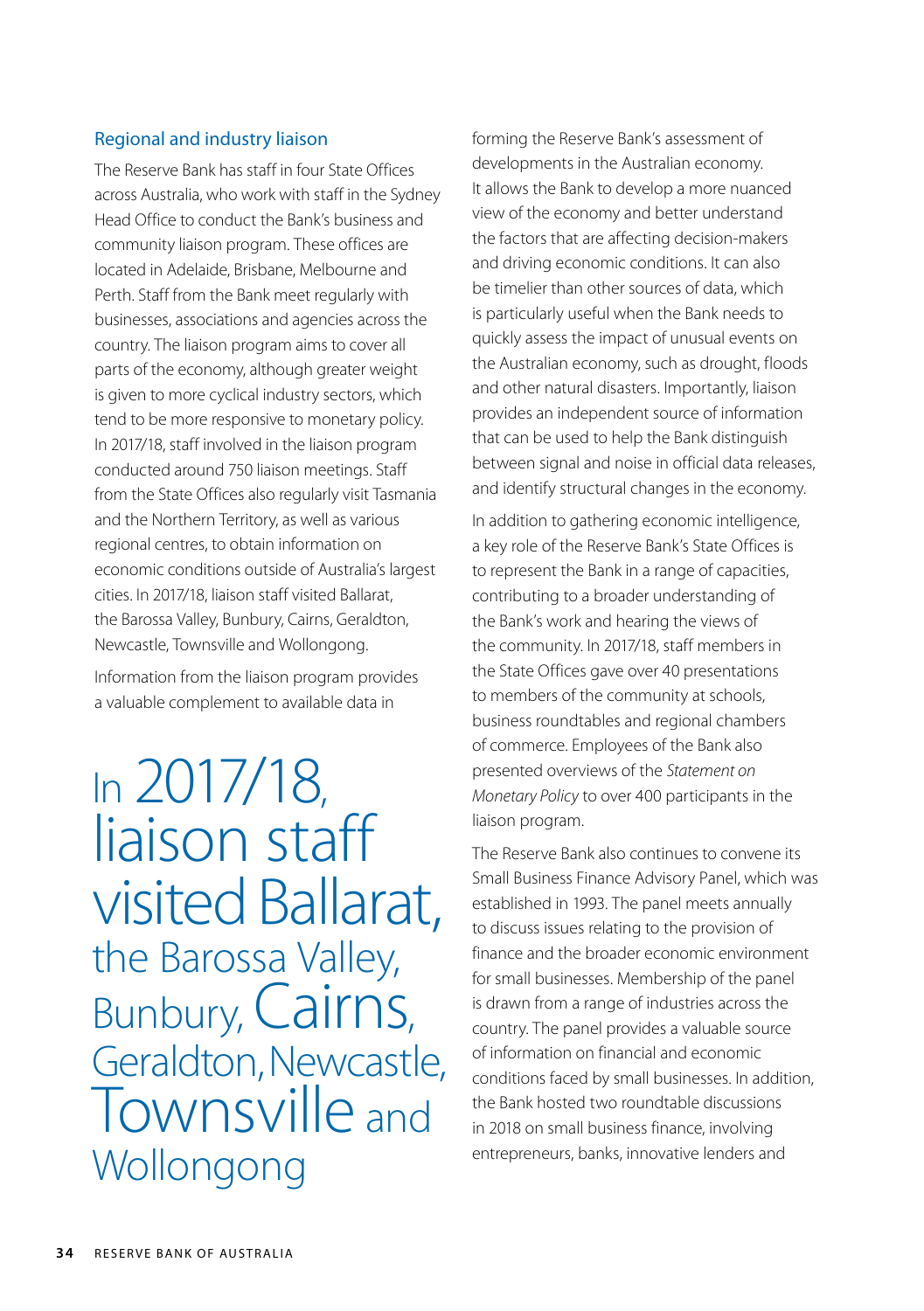## Regional and industry liaison

The Reserve Bank has staff in four State Offices across Australia, who work with staff in the Sydney Head Office to conduct the Bank's business and community liaison program. These offices are located in Adelaide, Brisbane, Melbourne and Perth. Staff from the Bank meet regularly with businesses, associations and agencies across the country. The liaison program aims to cover all parts of the economy, although greater weight is given to more cyclical industry sectors, which tend to be more responsive to monetary policy. In 2017/18, staff involved in the liaison program conducted around 750 liaison meetings. Staff from the State Offices also regularly visit Tasmania and the Northern Territory, as well as various regional centres, to obtain information on economic conditions outside of Australia's largest cities. In 2017/18, liaison staff visited Ballarat, the Barossa Valley, Bunbury, Cairns, Geraldton, Newcastle, Townsville and Wollongong.

Information from the liaison program provides a valuable complement to available data in forming the Reserve Bank's assessment of developments in the Australian economy. It allows the Bank to develop a more nuanced view of the economy and better understand the factors that are affecting decision-makers and driving economic conditions. It can also be timelier than other sources of data, which is particularly useful when the Bank needs to quickly assess the impact of unusual events on the Australian economy, such as drought, floods and other natural disasters. Importantly, liaison provides an independent source of information that can be used to help the Bank distinguish between signal and noise in official data releases, and identify structural changes in the economy.

> In 2017/18, liaison staff visited Ballarat, the Barossa Valley, Bunbury, Cairns, Geraldton, Newcastle, Townsville and Wollongong

In addition to gathering economic intelligence, a key role of the Reserve Bank's State Offices is to represent the Bank in a range of capacities, contributing to a broader understanding of the Bank's work and hearing the views of the community. In 2017/18, staff members in the State Offices gave over 40 presentations to members of the community at schools, business roundtables and regional chambers of commerce. Employees of the Bank also presented overviews of the *Statement on Monetary Policy* to over 400 participants in the liaison program.

The Reserve Bank also continues to convene its Small Business Finance Advisory Panel, which was established in 1993. The panel meets annually to discuss issues relating to the provision of finance and the broader economic environment for small businesses. Membership of the panel is drawn from a range of industries across the country. The panel provides a valuable source of information on financial and economic conditions faced by small businesses. In addition, the Bank hosted two roundtable discussions in 2018 on small business finance, involving entrepreneurs, banks, innovative lenders and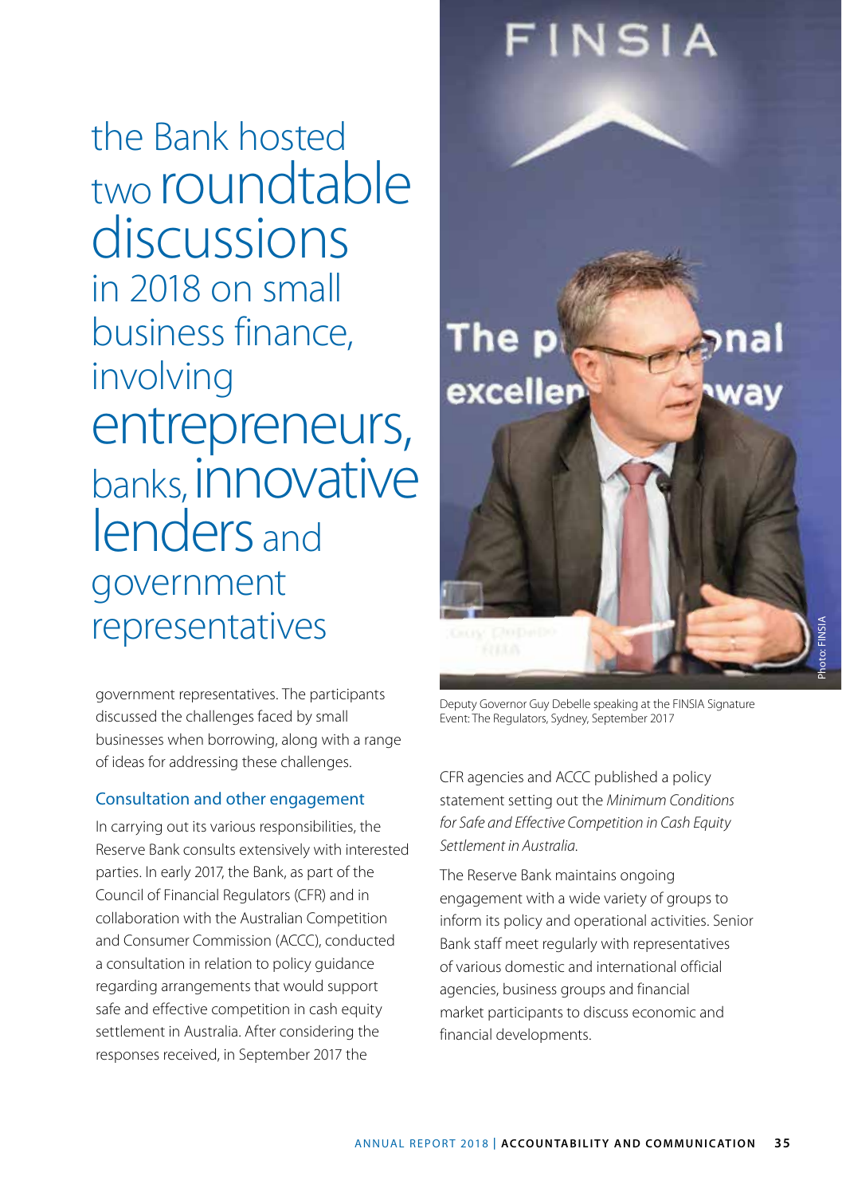the Bank hosted two roundtable discussions in 2018 on small business finance, involving entrepreneurs, banks, innovative lenders and government representatives

government representatives. The participants discussed the challenges faced by small businesses when borrowing, along with a range of ideas for addressing these challenges.

Deputy Governor Guy Debelle speaking at the FINSIA Signature Event: The Regulators, Sydney, September 2017

### Consultation and other engagement

In carrying out its various responsibilities, the Reserve Bank consults extensively with interested parties. In early 2017, the Bank, as part of the Council of Financial Regulators (CFR) and in collaboration with the Australian Competition and Consumer Commission (ACCC), conducted a consultation in relation to policy guidance regarding arrangements that would support safe and effective competition in cash equity settlement in Australia. After considering the responses received, in September 2017 the CFR agencies and ACCC published a policy statement setting out the *Minimum Conditions for Safe and Effective Competition in Cash Equity Settlement in Australia.*

The Reserve Bank maintains ongoing engagement with a wide variety of groups to inform its policy and operational activities. Senior Bank staff meet regularly with representatives of various domestic and international official agencies, business groups and financial market participants to discuss economic and financial developments.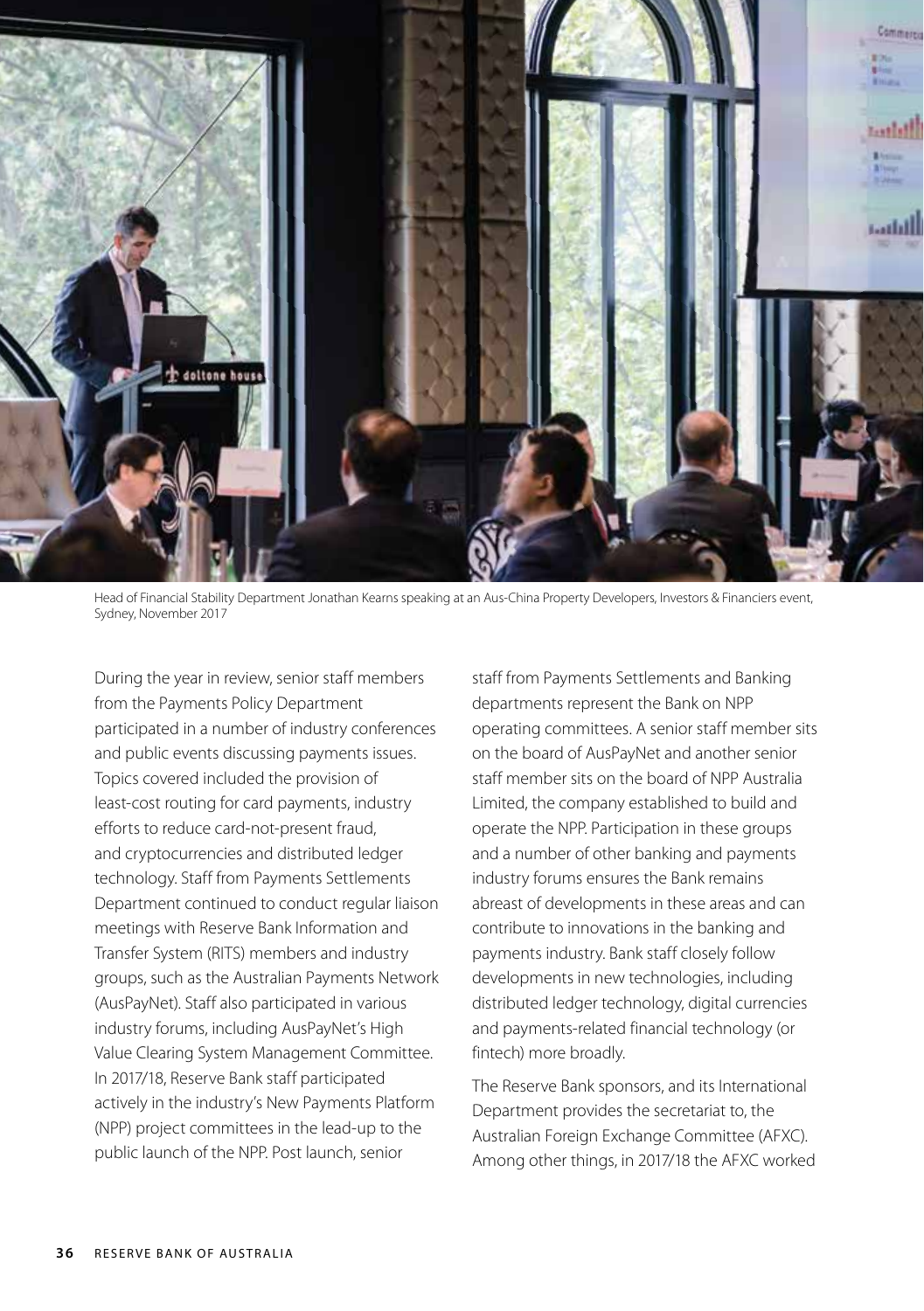Head of Financial Stability Department Jonathan Kearns speaking at an Aus-China Property Developers, Investors & Financiers event, Sydney, November 2017

During the year in review, senior staff members from the Payments Policy Department participated in a number of industry conferences and public events discussing payments issues. Topics covered included the provision of least-cost routing for card payments, industry efforts to reduce card-not-present fraud, and cryptocurrencies and distributed ledger technology. Staff from Payments Settlements Department continued to conduct regular liaison meetings with Reserve Bank Information and Transfer System (RITS) members and industry groups, such as the Australian Payments Network (AusPayNet). Staff also participated in various industry forums, including AusPayNet's High Value Clearing System Management Committee. In 2017/18, Reserve Bank staff participated actively in the industry's New Payments Platform (NPP) project committees in the lead-up to the public launch of the NPP. Post launch, senior staff from Payments Settlements and Banking departments represent the Bank on NPP operating committees. A senior staff member sits on the board of AusPayNet and another senior staff member sits on the board of NPP Australia Limited, the company established to build and operate the NPP. Participation in these groups and a number of other banking and payments industry forums ensures the Bank remains abreast of developments in these areas and can contribute to innovations in the banking and payments industry. Bank staff closely follow developments in new technologies, including distributed ledger technology, digital currencies and payments-related financial technology (or fintech) more broadly.

The Reserve Bank sponsors, and its International Department provides the secretariat to, the Australian Foreign Exchange Committee (AFXC). Among other things, in 2017/18 the AFXC worked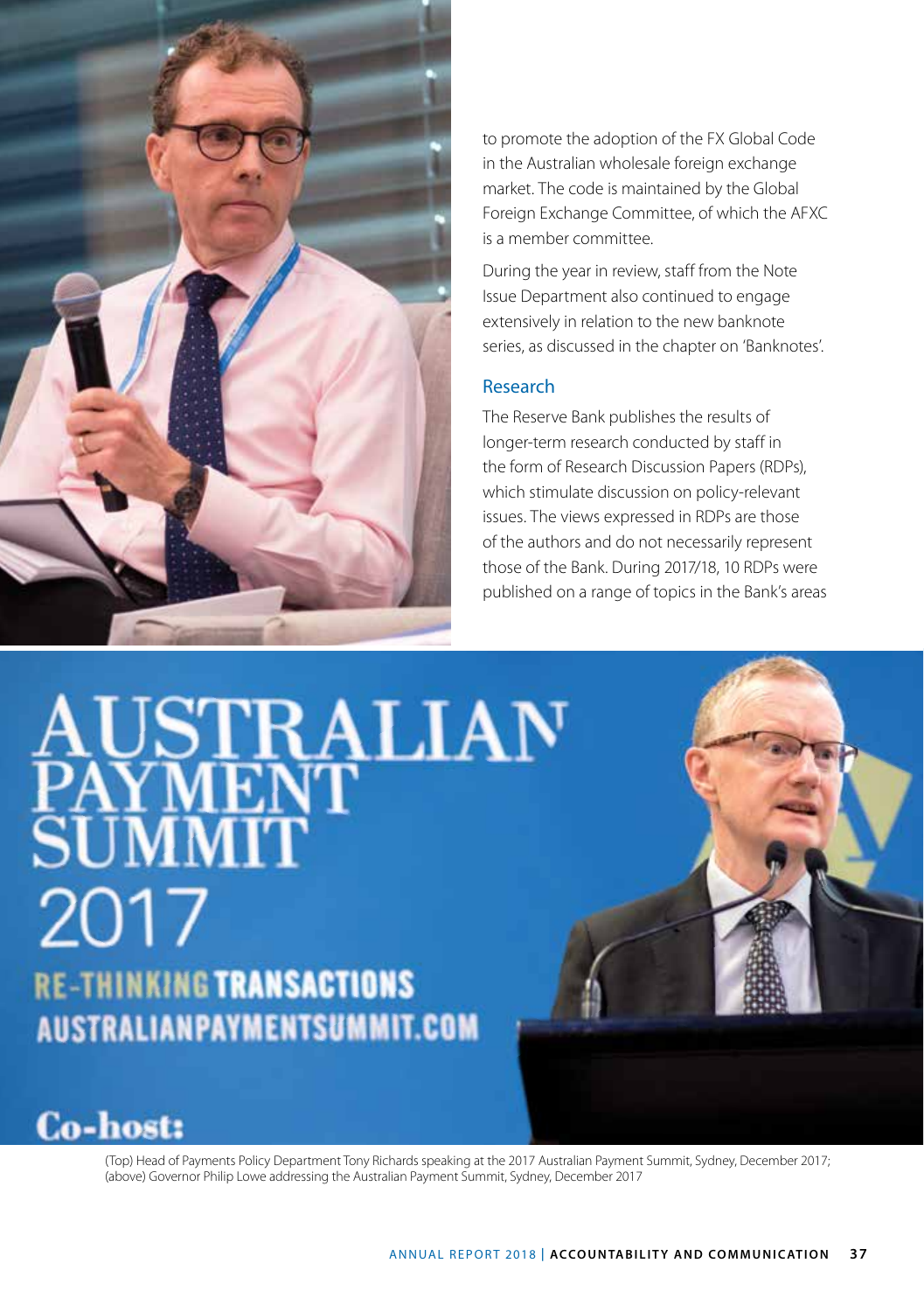to promote the adoption of the FX Global Code in the Australian wholesale foreign exchange market. The code is maintained by the Global Foreign Exchange Committee, of which the AFXC is a member committee.

During the year in review, staff from the Note Issue Department also continued to engage extensively in relation to the new banknote series, as discussed in the chapter on 'Banknotes'.

### Research

The Reserve Bank publishes the results of longer-term research conducted by staff in the form of Research Discussion Papers (RDPs), which stimulate discussion on policy-relevant issues. The views expressed in RDPs are those of the authors and do not necessarily represent those of the Bank. During 2017/18, 10 RDPs were published on a range of topics in the Bank's areas

(Top) Head of Payments Policy Department Tony Richards speaking at the 2017 Australian Payment Summit, Sydney, December 2017; (above) Governor Philip Lowe addressing the Australian Payment Summit, Sydney, December 2017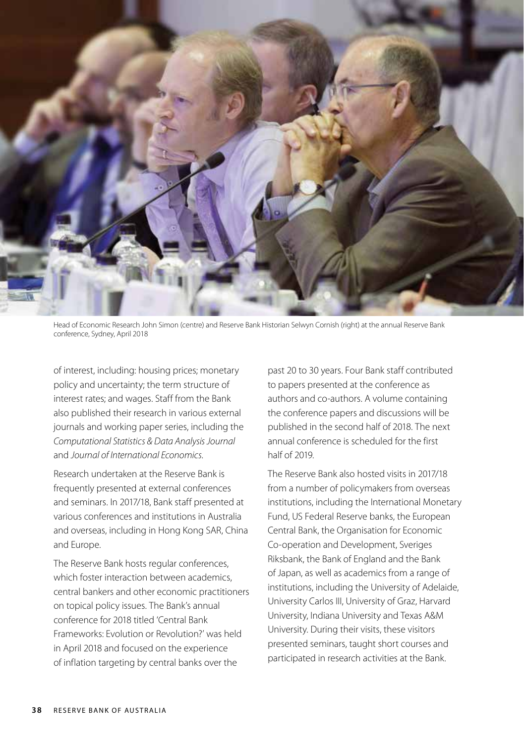Head of Economic Research John Simon (centre) and Reserve Bank Historian Selwyn Cornish (right) at the annual Reserve Bank conference, Sydney, April 2018

of interest, including: housing prices; monetary policy and uncertainty; the term structure of interest rates; and wages. Staff from the Bank also published their research in various external journals and working paper series, including the *Computational Statistics & Data Analysis Journal* and *Journal of International Economics*.

Research undertaken at the Reserve Bank is frequently presented at external conferences and seminars. In 2017/18, Bank staff presented at various conferences and institutions in Australia and overseas, including in Hong Kong SAR, China and Europe.

The Reserve Bank hosts regular conferences, which foster interaction between academics, central bankers and other economic practitioners on topical policy issues. The Bank's annual conference for 2018 titled 'Central Bank Frameworks: Evolution or Revolution?' was held in April 2018 and focused on the experience of inflation targeting by central banks over the past 20 to 30 years. Four Bank staff contributed to papers presented at the conference as authors and co-authors. A volume containing the conference papers and discussions will be published in the second half of 2018. The next annual conference is scheduled for the first half of 2019.

The Reserve Bank also hosted visits in 2017/18 from a number of policymakers from overseas institutions, including the International Monetary Fund, US Federal Reserve banks, the European Central Bank, the Organisation for Economic Co-operation and Development, Sveriges Riksbank, the Bank of England and the Bank of Japan, as well as academics from a range of institutions, including the University of Adelaide, University Carlos III, University of Graz, Harvard University, Indiana University and Texas A&M University. During their visits, these visitors presented seminars, taught short courses and participated in research activities at the Bank.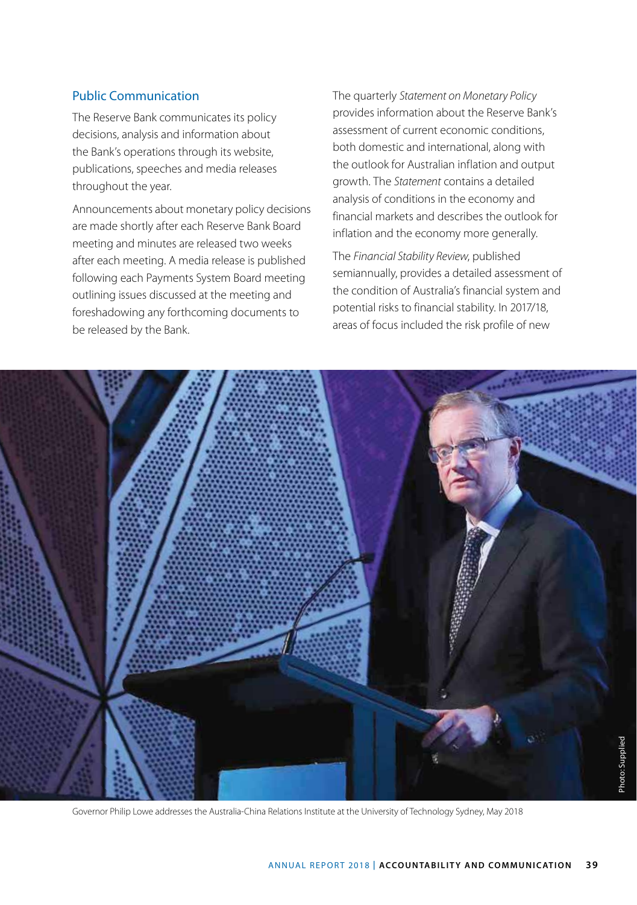## Public Communication

The Reserve Bank communicates its policy decisions, analysis and information about the Bank's operations through its website, publications, speeches and media releases throughout the year.

Announcements about monetary policy decisions are made shortly after each Reserve Bank Board meeting and minutes are released two weeks after each meeting. A media release is published following each Payments System Board meeting outlining issues discussed at the meeting and foreshadowing any forthcoming documents to be released by the Bank.

The quarterly *Statement on Monetary Policy* provides information about the Reserve Bank's assessment of current economic conditions, both domestic and international, along with the outlook for Australian inflation and output growth. The *Statement* contains a detailed analysis of conditions in the economy and financial markets and describes the outlook for inflation and the economy more generally.

The *Financial Stability Review*, published semiannually, provides a detailed assessment of the condition of Australia's financial system and potential risks to financial stability. In 2017/18, areas of focus included the risk profile of new

Photo: Supplied

Governor Philip Lowe addresses the Australia-China Relations Institute at the University of Technology Sydney, May 2018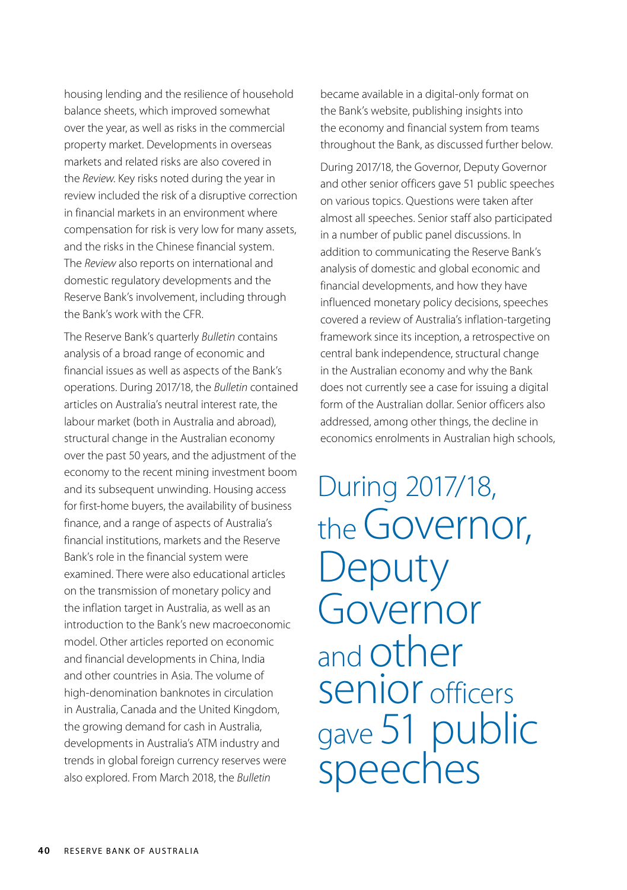housing lending and the resilience of household balance sheets, which improved somewhat over the year, as well as risks in the commercial property market. Developments in overseas markets and related risks are also covered in the *Review*. Key risks noted during the year in review included the risk of a disruptive correction in financial markets in an environment where compensation for risk is very low for many assets, and the risks in the Chinese financial system. The *Review* also reports on international and domestic regulatory developments and the Reserve Bank's involvement, including through the Bank's work with the CFR.

The Reserve Bank's quarterly *Bulletin* contains analysis of a broad range of economic and financial issues as well as aspects of the Bank's operations. During 2017/18, the *Bulletin* contained articles on Australia's neutral interest rate, the labour market (both in Australia and abroad), structural change in the Australian economy over the past 50 years, and the adjustment of the economy to the recent mining investment boom and its subsequent unwinding. Housing access for first-home buyers, the availability of business finance, and a range of aspects of Australia's financial institutions, markets and the Reserve Bank's role in the financial system were examined. There were also educational articles on the transmission of monetary policy and the inflation target in Australia, as well as an introduction to the Bank's new macroeconomic model. Other articles reported on economic and financial developments in China, India and other countries in Asia. The volume of high-denomination banknotes in circulation in Australia, Canada and the United Kingdom, the growing demand for cash in Australia, developments in Australia's ATM industry and trends in global foreign currency reserves were also explored. From March 2018, the *Bulletin* became available in a digital-only format on the Bank's website, publishing insights into the economy and financial system from teams throughout the Bank, as discussed further below.

During 2017/18, the Governor, Deputy Governor and other senior officers gave 51 public speeches on various topics. Questions were taken after almost all speeches. Senior staff also participated in a number of public panel discussions. In addition to communicating the Reserve Bank's analysis of domestic and global economic and financial developments, and how they have influenced monetary policy decisions, speeches covered a review of Australia's inflation-targeting framework since its inception, a retrospective on central bank independence, structural change in the Australian economy and why the Bank does not currently see a case for issuing a digital form of the Australian dollar. Senior officers also addressed, among other things, the decline in economics enrolments in Australian high schools,

During 2017/18, the Governor, Deputy Governor and other senior officers gave 51 public speeches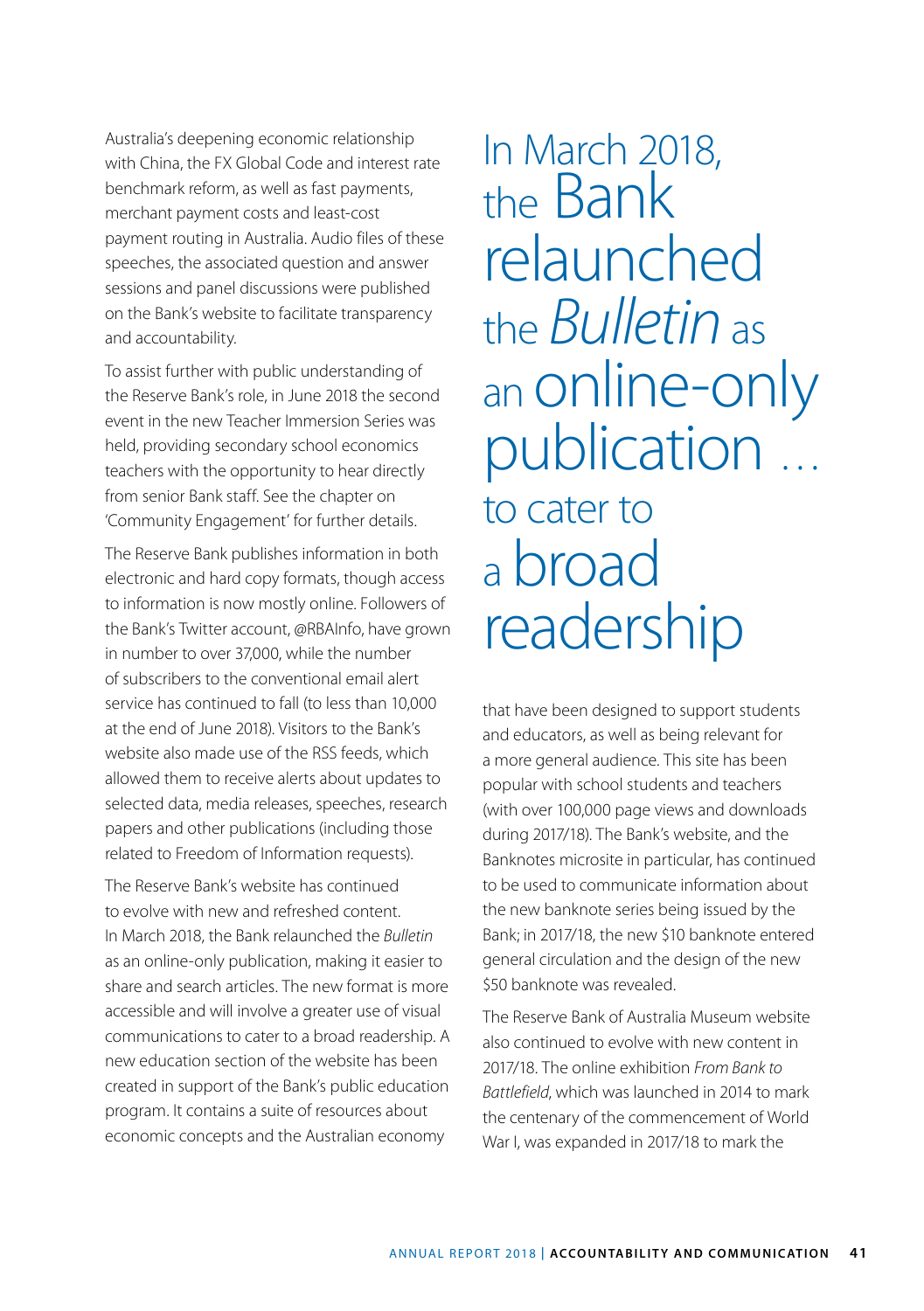Australia's deepening economic relationship with China, the FX Global Code and interest rate benchmark reform, as well as fast payments, merchant payment costs and least-cost payment routing in Australia. Audio files of these speeches, the associated question and answer sessions and panel discussions were published on the Bank's website to facilitate transparency and accountability.

To assist further with public understanding of the Reserve Bank's role, in June 2018 the second event in the new Teacher Immersion Series was held, providing secondary school economics teachers with the opportunity to hear directly from senior Bank staff. See the chapter on 'Community Engagement' for further details.

The Reserve Bank publishes information in both electronic and hard copy formats, though access to information is now mostly online. Followers of the Bank's Twitter account, @RBAInfo, have grown in number to over 37,000, while the number of subscribers to the conventional email alert service has continued to fall (to less than 10,000 at the end of June 2018). Visitors to the Bank's website also made use of the RSS feeds, which allowed them to receive alerts about updates to selected data, media releases, speeches, research papers and other publications (including those related to Freedom of Information requests).

The Reserve Bank's website has continued to evolve with new and refreshed content. In March 2018, the Bank relaunched the *Bulletin* as an online-only publication, making it easier to share and search articles. The new format is more accessible and will involve a greater use of visual communications to cater to a broad readership. A new education section of the website has been created in support of the Bank's public education program. It contains a suite of resources about economic concepts and the Australian economy that have been designed to support students and educators, as well as being relevant for a more general audience. This site has been popular with school students and teachers (with over 100,000 page views and downloads during 2017/18). The Bank's website, and the Banknotes microsite in particular, has continued to be used to communicate information about the new banknote series being issued by the Bank; in 2017/18, the new $10 banknote entered general circulation and the design of the new $50 banknote was revealed.

> In March 2018, the Bank relaunched the *Bulletin* as an online-only publication … to cater to a broad readership

The Reserve Bank of Australia Museum website also continued to evolve with new content in 2017/18. The online exhibition *From Bank to Battlefield*, which was launched in 2014 to mark the centenary of the commencement of World War I, was expanded in 2017/18 to mark the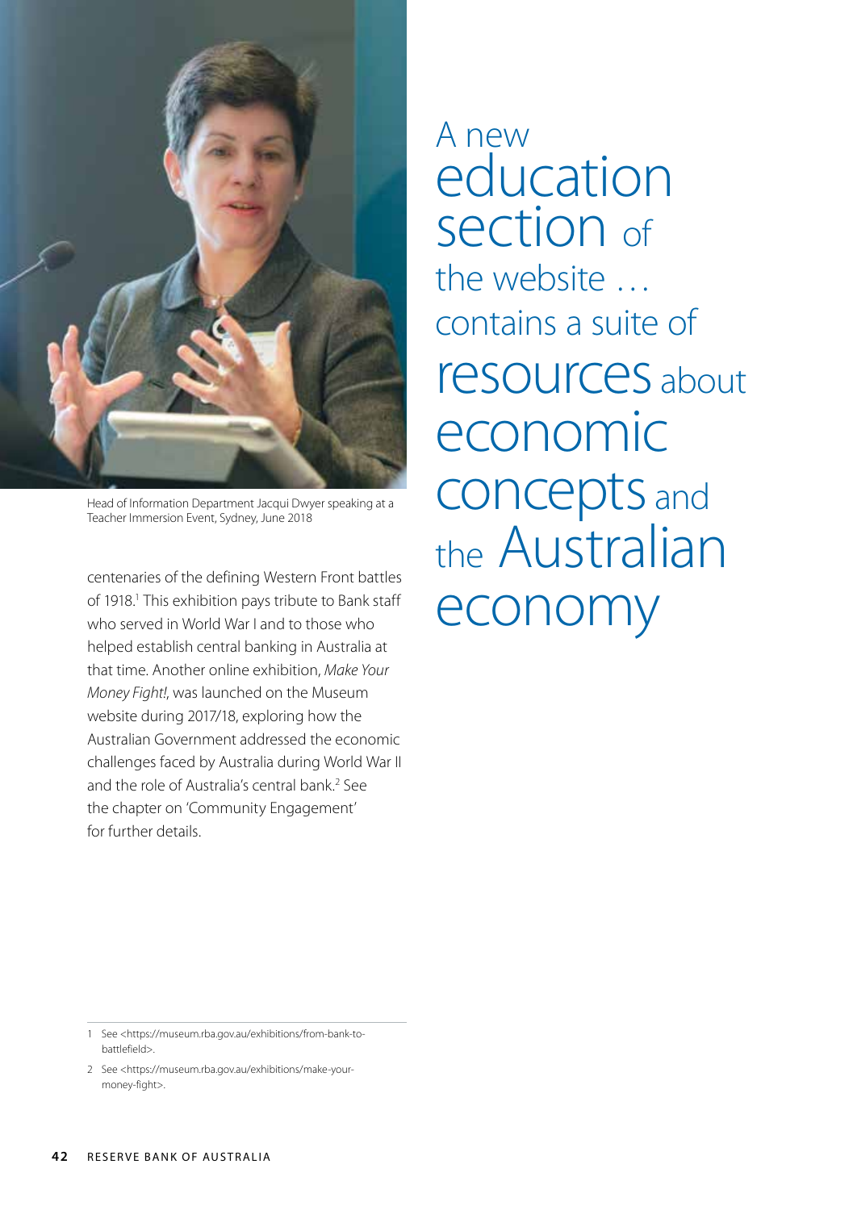Head of Information Department Jacqui Dwyer speaking at a Teacher Immersion Event, Sydney, June 2018

centenaries of the defining Western Front battles of 1918.[1] This exhibition pays tribute to Bank staff who served in World War I and to those who helped establish central banking in Australia at that time. Another online exhibition, *Make Your Money Fight!*, was launched on the Museum website during 2017/18, exploring how the Australian Government addressed the economic challenges faced by Australia during World War II and the role of Australia's central bank.[2] See the chapter on 'Community Engagement' for further details.

A new education section of the website … contains a suite of resources about economic concepts and the Australian economy

1 See <https://museum.rba.gov.au/exhibitions/from-bank-to-battlefield>.

2 See <https://museum.rba.gov.au/exhibitions/make-your-money-fight>.